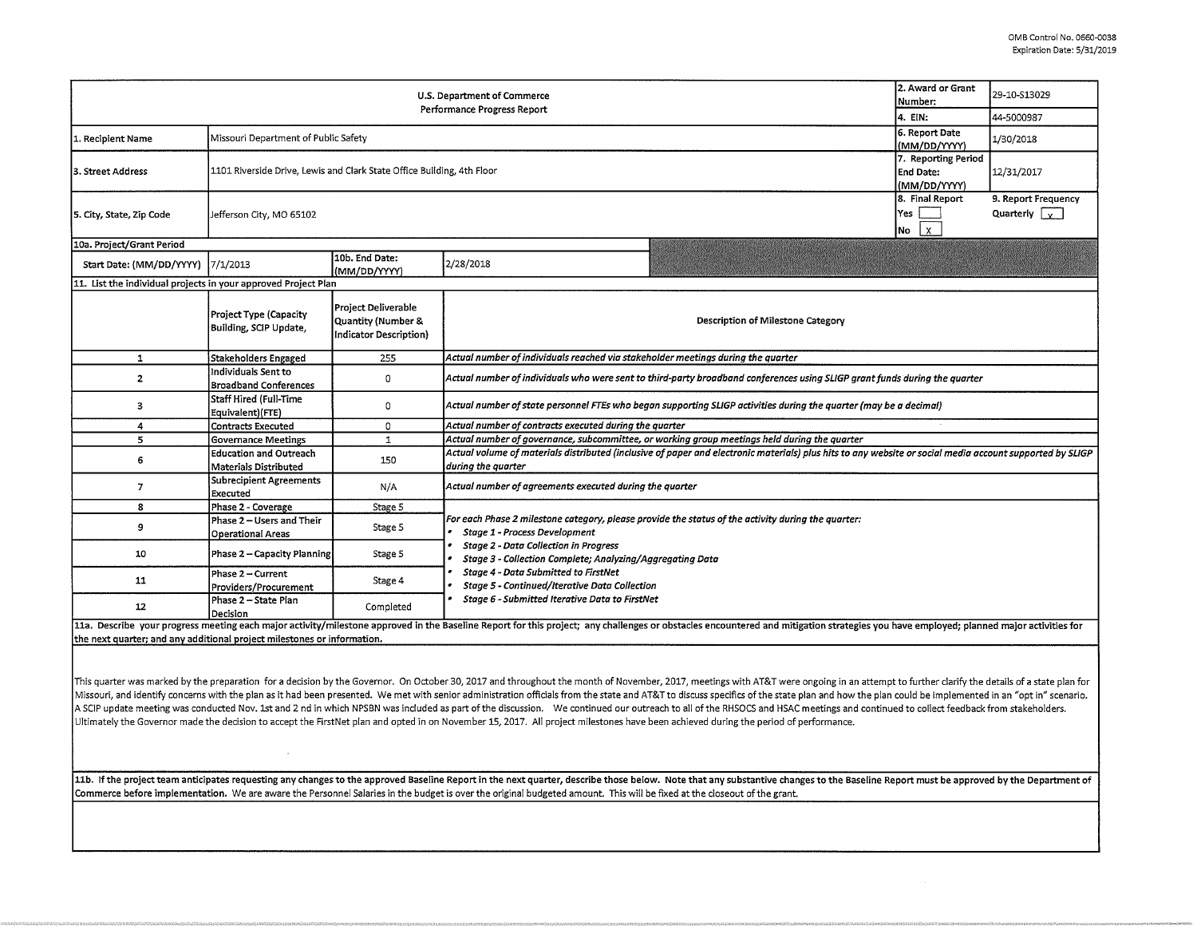OMB Control No. 0660-0038
Expiration Date: 5/31/2019

| U.S. Department of Commerce Performance Progress Report | | | | 2. Award or Grant Number: | 29-10-S13029 |
|---|---|---|---|---|---|
| | | | | 4. EIN: | 44-5000987 |
| 1. Recipient Name | Missouri Department of Public Safety | | | 6. Report Date (MM/DD/YYYY) | 1/30/2018 |
| 3. Street Address | 1101 Riverside Drive, Lewis and Clark State Office Building, 4th Floor | | | 7. Reporting Period End Date: (MM/DD/YYYY) | 12/31/2017 |
| 5. City, State, Zip Code | Jefferson City, MO 65102 | | | 8. Final Report Yes [ ] No [X] | 9. Report Frequency Quarterly [X] |
| 10a. Project/Grant Period | | | | | |
| Start Date: (MM/DD/YYYY) | 7/1/2013 | 10b. End Date: (MM/DD/YYYY) | 2/28/2018 | | |

11. List the individual projects in your approved Project Plan

| | Project Type (Capacity Building, SCIP Update, | Project Deliverable Quantity (Number & Indicator Description) | Description of Milestone Category |
|---|---|---|---|
| 1 | Stakeholders Engaged | 255 | *Actual number of individuals reached via stakeholder meetings during the quarter* |
| 2 | Individuals Sent to Broadband Conferences | 0 | *Actual number of individuals who were sent to third-party broadband conferences using SLIGP grant funds during the quarter* |
| 3 | Staff Hired (Full-Time Equivalent)(FTE) | 0 | *Actual number of state personnel FTEs who began supporting SLIGP activities during the quarter (may be a decimal)* |
| 4 | Contracts Executed | 0 | *Actual number of contracts executed during the quarter* |
| 5 | Governance Meetings | 1 | *Actual number of governance, subcommittee, or working group meetings held during the quarter* |
| 6 | Education and Outreach Materials Distributed | 150 | *Actual volume of materials distributed (inclusive of paper and electronic materials) plus hits to any website or social media account supported by SLIGP during the quarter* |
| 7 | Subrecipient Agreements Executed | N/A | *Actual number of agreements executed during the quarter* |
| 8 | Phase 2 - Coverage | Stage 5 | *For each Phase 2 milestone category, please provide the status of the activity during the quarter:* <br>• *Stage 1 - Process Development* <br>• *Stage 2 - Data Collection in Progress* <br>• *Stage 3 - Collection Complete; Analyzing/Aggregating Data* <br>• *Stage 4 - Data Submitted to FirstNet* <br>• *Stage 5 - Continued/Iterative Data Collection* <br>• *Stage 6 - Submitted Iterative Data to FirstNet* |
| 9 | Phase 2 – Users and Their Operational Areas | Stage 5 | |
| 10 | Phase 2 – Capacity Planning | Stage 5 | |
| 11 | Phase 2 – Current Providers/Procurement | Stage 4 | |
| 12 | Phase 2 – State Plan Decision | Completed | |

**11a. Describe your progress meeting each major activity/milestone approved in the Baseline Report for this project; any challenges or obstacles encountered and mitigation strategies you have employed; planned major activities for the next quarter; and any additional project milestones or information.**

This quarter was marked by the preparation for a decision by the Governor. On October 30, 2017 and throughout the month of November, 2017, meetings with AT&T were ongoing in an attempt to further clarify the details of a state plan for Missouri, and identify concerns with the plan as it had been presented. We met with senior administration officials from the state and AT&T to discuss specifics of the state plan and how the plan could be implemented in an "opt in" scenario. A SCIP update meeting was conducted Nov. 1st and 2 nd in which NPSBN was included as part of the discussion. We continued our outreach to all of the RHSOCS and HSAC meetings and continued to collect feedback from stakeholders. Ultimately the Governor made the decision to accept the FirstNet plan and opted in on November 15, 2017. All project milestones have been achieved during the period of performance.

**11b. If the project team anticipates requesting any changes to the approved Baseline Report in the next quarter, describe those below. Note that any substantive changes to the Baseline Report must be approved by the Department of Commerce before implementation.** We are aware the Personnel Salaries in the budget is over the original budgeted amount. This will be fixed at the closeout of the grant.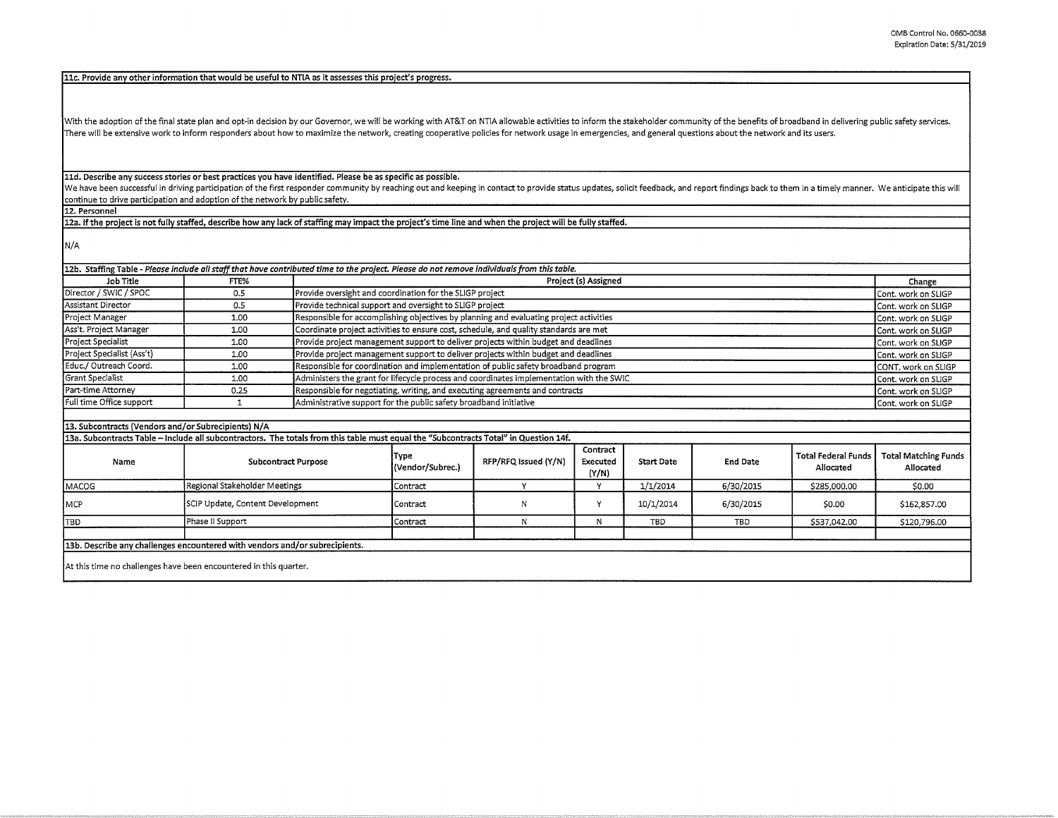**11c. Provide any other information that would be useful to NTIA as it assesses this project's progress.**

With the adoption of the final state plan and opt-in decision by our Governor, we will be working with AT&T on NTIA allowable activities to inform the stakeholder community of the benefits of broadband in delivering public safety services. There will be extensive work to inform responders about how to maximize the network, creating cooperative policies for network usage in emergencies, and general questions about the network and its users.

**11d. Describe any success stories or best practices you have identified. Please be as specific as possible.**

We have been successful in driving participation of the first responder community by reaching out and keeping in contact to provide status updates, solicit feedback, and report findings back to them in a timely manner. We anticipate this will continue to drive participation and adoption of the network by public safety.

**12. Personnel**

**12a. If the project is not fully staffed, describe how any lack of staffing may impact the project's time line and when the project will be fully staffed.**

N/A

**12b. Staffing Table** - *Please include all staff that have contributed time to the project. Please do not remove individuals from this table.*

| Job Title | FTE% | Project (s) Assigned | Change |
|---|---|---|---|
| Director / SWIC / SPOC | 0.5 | Provide oversight and coordination for the SLIGP project | Cont. work on SLIGP |
| Assistant Director | 0.5 | Provide technical support and oversight to SLIGP project | Cont. work on SLIGP |
| Project Manager | 1.00 | Responsible for accomplishing objectives by planning and evaluating project activities | Cont. work on SLIGP |
| Ass't. Project Manager | 1.00 | Coordinate project activities to ensure cost, schedule, and quality standards are met | Cont. work on SLIGP |
| Project Specialist | 1.00 | Provide project management support to deliver projects within budget and deadlines | Cont. work on SLIGP |
| Project Specialist (Ass't) | 1.00 | Provide project management support to deliver projects within budget and deadlines | Cont. work on SLIGP |
| Educ./ Outreach Coord. | 1.00 | Responsible for coordination and implementation of public safety broadband program | CONT. work on SLIGP |
| Grant Specialist | 1.00 | Administers the grant for lifecycle process and coordinates implementation with the SWIC | Cont. work on SLIGP |
| Part-time Attorney | 0.25 | Responsible for negotiating, writing, and executing agreements and contracts | Cont. work on SLIGP |
| Full time Office support | 1 | Administrative support for the public safety broadband initiative | Cont. work on SLIGP |

**13. Subcontracts (Vendors and/or Subrecipients) N/A**

**13a. Subcontracts Table – Include all subcontractors. The totals from this table must equal the "Subcontracts Total" in Question 14f.**

| Name | Subcontract Purpose | Type (Vendor/Subrec.) | RFP/RFQ Issued (Y/N) | Contract Executed (Y/N) | Start Date | End Date | Total Federal Funds Allocated | Total Matching Funds Allocated |
|---|---|---|---|---|---|---|---|---|
| MACOG | Regional Stakeholder Meetings | Contract | Y | Y | 1/1/2014 | 6/30/2015 | $285,000.00 | $0.00 |
| MCP | SCIP Update, Content Development | Contract | N | Y | 10/1/2014 | 6/30/2015 | $0.00 | $162,857.00 |
| TBD | Phase II Support | Contract | N | N | TBD | TBD | $537,042.00 | $120,796.00 |
| | | | | | | | | |

**13b. Describe any challenges encountered with vendors and/or subrecipients.**

At this time no challenges have been encountered in this quarter.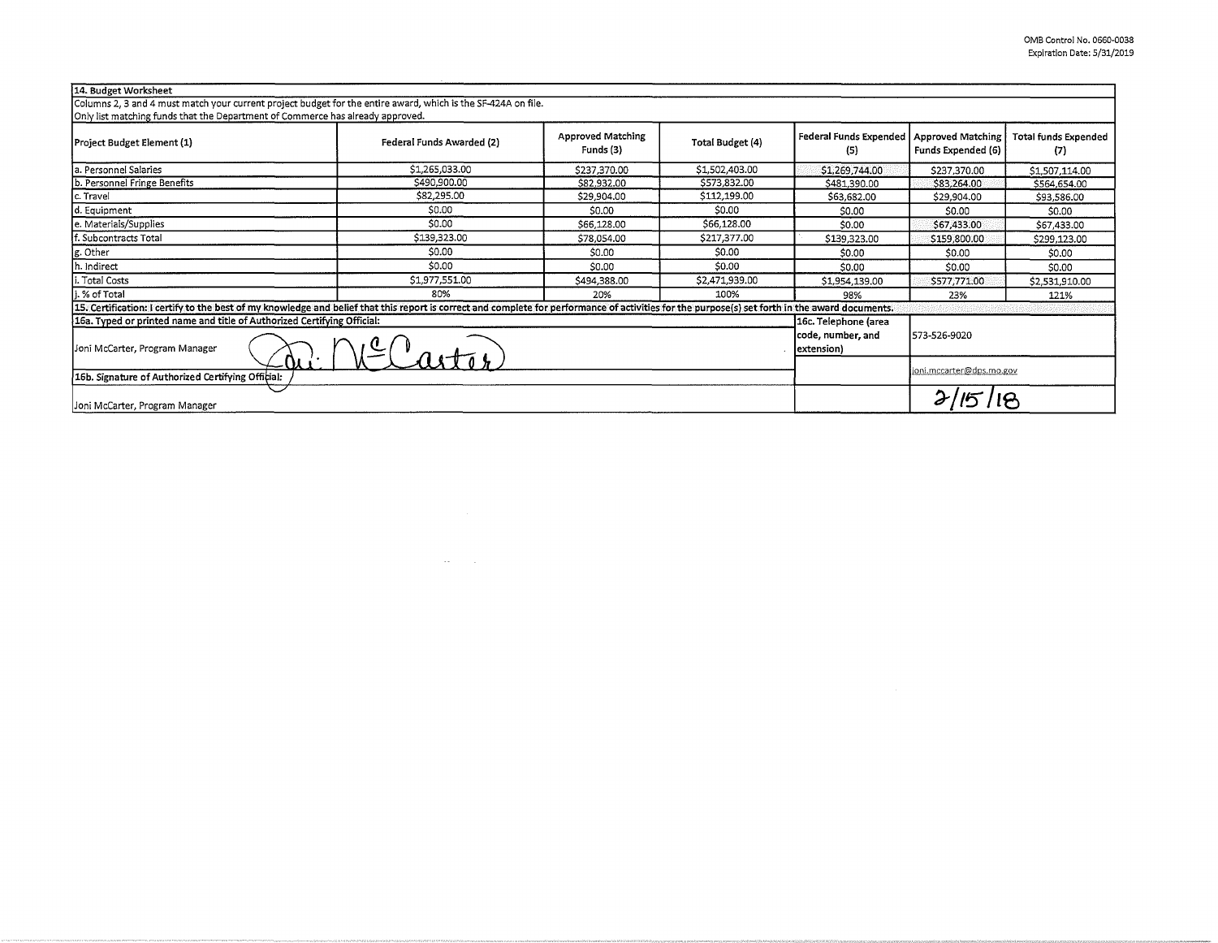OMB Control No. 0660-0038
Expiration Date: 5/31/2019

**14. Budget Worksheet**

Columns 2, 3 and 4 must match your current project budget for the entire award, which is the SF-424A on file.
Only list matching funds that the Department of Commerce has already approved.

| Project Budget Element (1) | Federal Funds Awarded (2) | Approved Matching Funds (3) | Total Budget (4) | Federal Funds Expended (5) | Approved Matching Funds Expended (6) | Total funds Expended (7) |
|---|---|---|---|---|---|---|
| a. Personnel Salaries | $1,265,033.00 | $237,370.00 | $1,502,403.00 | $1,269,744.00 | $237,370.00 | $1,507,114.00 |
| b. Personnel Fringe Benefits | $490,900.00 | $82,932.00 | $573,832.00 | $481,390.00 | $83,264.00 | $564,654.00 |
| c. Travel | $82,295.00 | $29,904.00 | $112,199.00 | $63,682.00 | $29,904.00 | $93,586.00 |
| d. Equipment | $0.00 | $0.00 | $0.00 | $0.00 | $0.00 | $0.00 |
| e. Materials/Supplies | $0.00 | $66,128.00 | $66,128.00 | $0.00 | $67,433.00 | $67,433.00 |
| f. Subcontracts Total | $139,323.00 | $78,054.00 | $217,377.00 | $139,323.00 | $159,800.00 | $299,123.00 |
| g. Other | $0.00 | $0.00 | $0.00 | $0.00 | $0.00 | $0.00 |
| h. Indirect | $0.00 | $0.00 | $0.00 | $0.00 | $0.00 | $0.00 |
| i. Total Costs | $1,977,551.00 | $494,388.00 | $2,471,939.00 | $1,954,139.00 | $577,771.00 | $2,531,910.00 |
| j. % of Total | 80% | 20% | 100% | 98% | 23% | 121% |

**15. Certification: I certify to the best of my knowledge and belief that this report is correct and complete for performance of activities for the purpose(s) set forth in the award documents.**

**16a. Typed or printed name and title of Authorized Certifying Official:**

Joni McCarter, Program Manager

**16b. Signature of Authorized Certifying Official:**

Joni McCarter

Joni McCarter, Program Manager

**16c. Telephone (area code, number, and extension)** 573-526-9020

joni.mccarter@dps.mo.gov

2/15/18